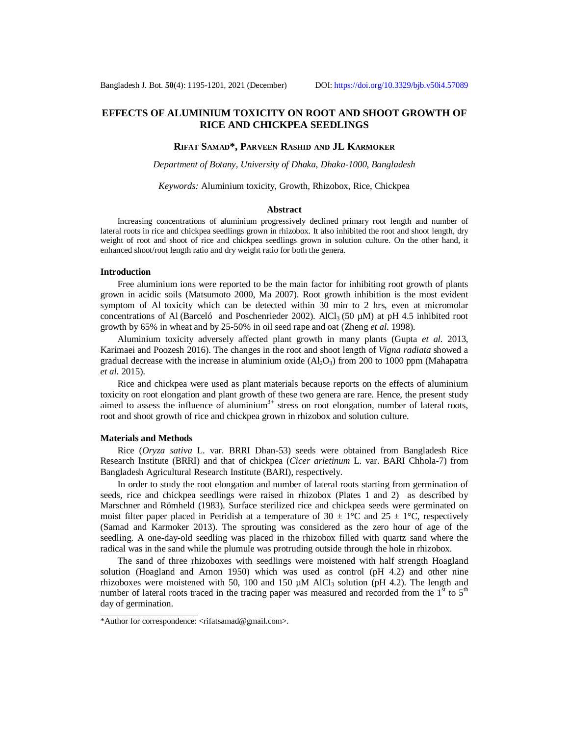# EFFECTS OF ALUMINIUM TOXICITY ON ROOT AND SHOOT GROWTH OF RICE AND CHICKPEA SEEDLINGS

**RIFAT SAMAD\*, PARVEEN RASHID AND JL KARMOKER**

*Department of Botany, University of Dhaka, Dhaka-1000, Bangladesh*

*Keywords:* Aluminium toxicity, Growth, Rhizobox, Rice, Chickpea

## Abstract

Increasing concentrations of aluminium progressively declined primary root length and number of lateral roots in rice and chickpea seedlings grown in rhizobox. It also inhibited the root and shoot length, dry weight of root and shoot of rice and chickpea seedlings grown in solution culture. On the other hand, it enhanced shoot/root length ratio and dry weight ratio for both the genera.

## Introduction

Free aluminium ions were reported to be the main factor for inhibiting root growth of plants grown in acidic soils (Matsumoto 2000, Ma 2007). Root growth inhibition is the most evident symptom of Al toxicity which can be detected within 30 min to 2 hrs, even at micromolar concentrations of Al (Barceló and Poschenrieder 2002). $AlCl_3$ (50 µM) at pH 4.5 inhibited root growth by 65% in wheat and by 25-50% in oil seed rape and oat (Zheng *et al.* 1998).

Aluminium toxicity adversely affected plant growth in many plants (Gupta *et al.* 2013, Karimaei and Poozesh 2016). The changes in the root and shoot length of *Vigna radiata* showed a gradual decrease with the increase in aluminium oxide ($Al_2O_3$) from 200 to 1000 ppm (Mahapatra *et al.* 2015).

Rice and chickpea were used as plant materials because reports on the effects of aluminium toxicity on root elongation and plant growth of these two genera are rare. Hence, the present study aimed to assess the influence of aluminium$^{3+}$ stress on root elongation, number of lateral roots, root and shoot growth of rice and chickpea grown in rhizobox and solution culture.

## Materials and Methods

Rice (*Oryza sativa* L. var. BRRI Dhan-53) seeds were obtained from Bangladesh Rice Research Institute (BRRI) and that of chickpea (*Cicer arietinum* L. var. BARI Chhola-7) from Bangladesh Agricultural Research Institute (BARI), respectively.

In order to study the root elongation and number of lateral roots starting from germination of seeds, rice and chickpea seedlings were raised in rhizobox (Plates 1 and 2) as described by Marschner and Römheld (1983). Surface sterilized rice and chickpea seeds were germinated on moist filter paper placed in Petridish at a temperature of 30 ± 1°C and 25 ± 1°C, respectively (Samad and Karmoker 2013). The sprouting was considered as the zero hour of age of the seedling. A one-day-old seedling was placed in the rhizobox filled with quartz sand where the radical was in the sand while the plumule was protruding outside through the hole in rhizobox.

The sand of three rhizoboxes with seedlings were moistened with half strength Hoagland solution (Hoagland and Arnon 1950) which was used as control (pH 4.2) and other nine rhizoboxes were moistened with 50, 100 and 150 µM $AlCl_3$ solution (pH 4.2). The length and number of lateral roots traced in the tracing paper was measured and recorded from the 1$^{st}$ to 5$^{th}$ day of germination.

---

\*Author for correspondence: <rifatsamad@gmail.com>.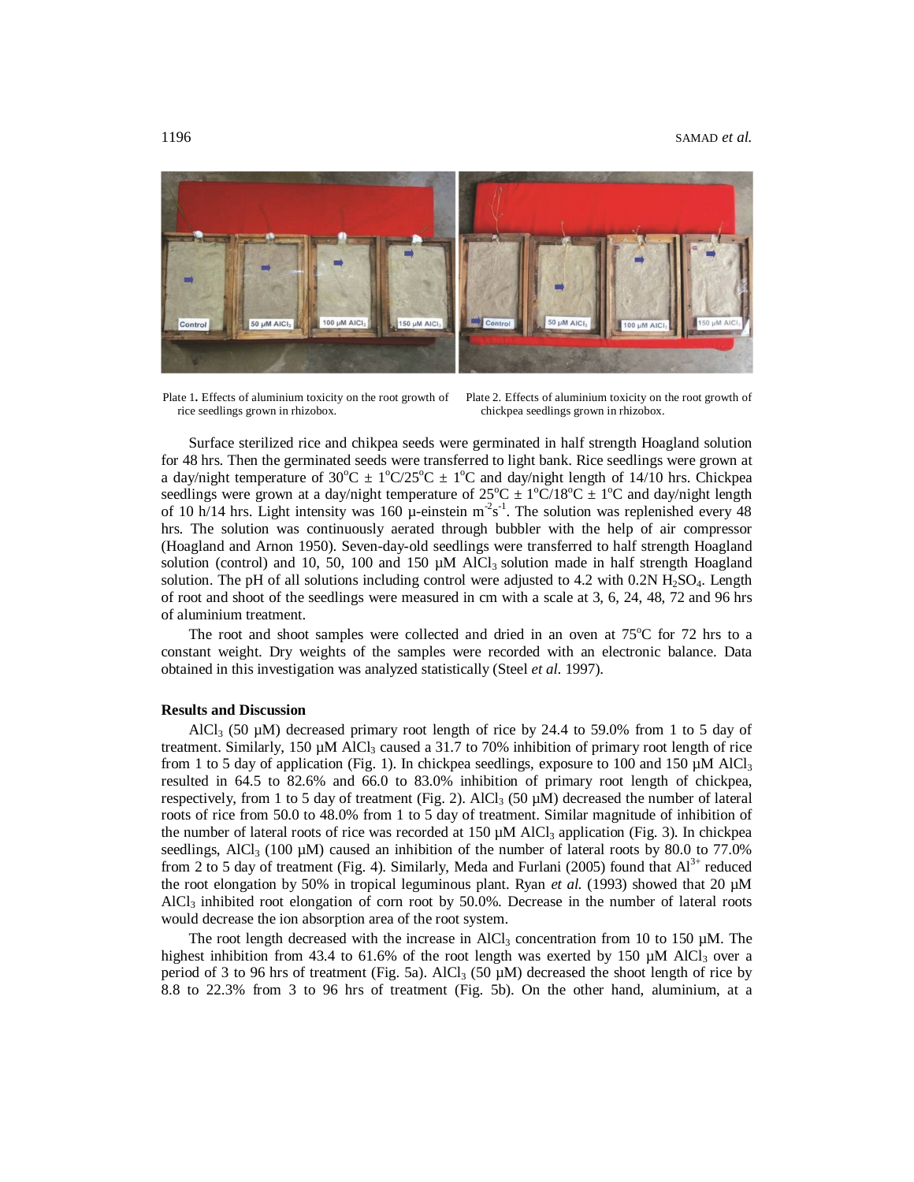Plate 1. Effects of aluminium toxicity on the root growth of rice seedlings grown in rhizobox.

Plate 2. Effects of aluminium toxicity on the root growth of chickpea seedlings grown in rhizobox.

Surface sterilized rice and chikpea seeds were germinated in half strength Hoagland solution for 48 hrs. Then the germinated seeds were transferred to light bank. Rice seedlings were grown at a day/night temperature of $30^oC \pm 1^oC/25^oC \pm 1^oC$ and day/night length of 14/10 hrs. Chickpea seedlings were grown at a day/night temperature of $25^oC \pm 1^oC/18^oC \pm 1^oC$ and day/night length of 10 h/14 hrs. Light intensity was 160 µ-einstein $m^{-2}s^{-1}$. The solution was replenished every 48 hrs. The solution was continuously aerated through bubbler with the help of air compressor (Hoagland and Arnon 1950). Seven-day-old seedlings were transferred to half strength Hoagland solution (control) and 10, 50, 100 and 150 µM $AlCl_3$ solution made in half strength Hoagland solution. The pH of all solutions including control were adjusted to 4.2 with 0.2N $H_2SO_4$. Length of root and shoot of the seedlings were measured in cm with a scale at 3, 6, 24, 48, 72 and 96 hrs of aluminium treatment.

The root and shoot samples were collected and dried in an oven at $75^oC$ for 72 hrs to a constant weight. Dry weights of the samples were recorded with an electronic balance. Data obtained in this investigation was analyzed statistically (Steel *et al.* 1997).

## Results and Discussion

$AlCl_3$ (50 µM) decreased primary root length of rice by 24.4 to 59.0% from 1 to 5 day of treatment. Similarly, 150 µM $AlCl_3$ caused a 31.7 to 70% inhibition of primary root length of rice from 1 to 5 day of application (Fig. 1). In chickpea seedlings, exposure to 100 and 150 µM $AlCl_3$ resulted in 64.5 to 82.6% and 66.0 to 83.0% inhibition of primary root length of chickpea, respectively, from 1 to 5 day of treatment (Fig. 2). $AlCl_3$ (50 µM) decreased the number of lateral roots of rice from 50.0 to 48.0% from 1 to 5 day of treatment. Similar magnitude of inhibition of the number of lateral roots of rice was recorded at 150 µM $AlCl_3$ application (Fig. 3). In chickpea seedlings, $AlCl_3$ (100 µM) caused an inhibition of the number of lateral roots by 80.0 to 77.0% from 2 to 5 day of treatment (Fig. 4). Similarly, Meda and Furlani (2005) found that $Al^{3+}$ reduced the root elongation by 50% in tropical leguminous plant. Ryan *et al.* (1993) showed that 20 µM $AlCl_3$ inhibited root elongation of corn root by 50.0%. Decrease in the number of lateral roots would decrease the ion absorption area of the root system.

The root length decreased with the increase in $AlCl_3$ concentration from 10 to 150 µM. The highest inhibition from 43.4 to 61.6% of the root length was exerted by 150 µM $AlCl_3$ over a period of 3 to 96 hrs of treatment (Fig. 5a). $AlCl_3$ (50 µM) decreased the shoot length of rice by 8.8 to 22.3% from 3 to 96 hrs of treatment (Fig. 5b). On the other hand, aluminium, at a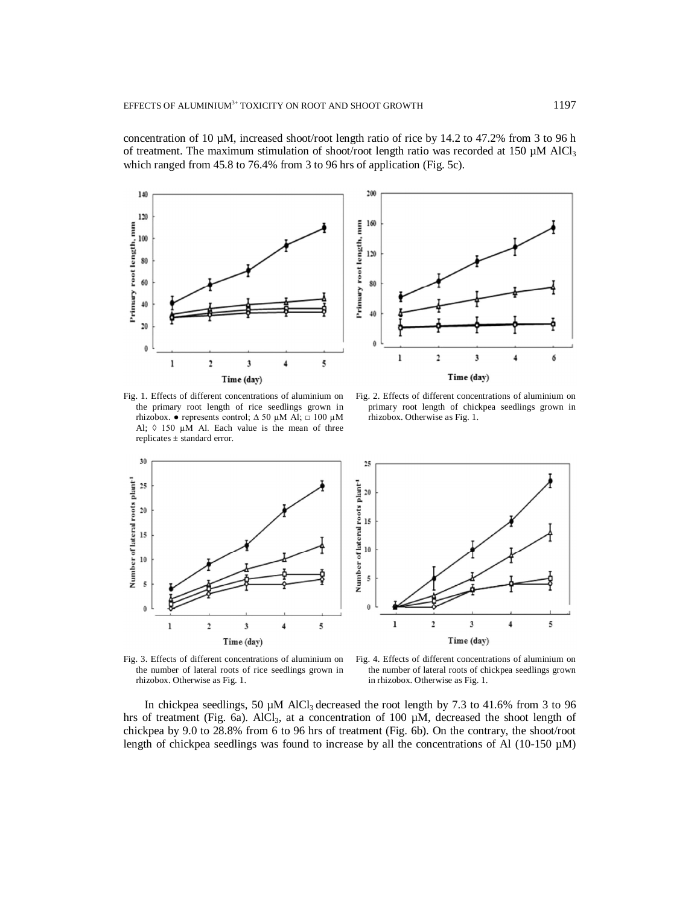concentration of 10 µM, increased shoot/root length ratio of rice by 14.2 to 47.2% from 3 to 96 h of treatment. The maximum stimulation of shoot/root length ratio was recorded at 150 µM $AlCl_3$ which ranged from 45.8 to 76.4% from 3 to 96 hrs of application (Fig. 5c).

Fig. 1. Effects of different concentrations of aluminium on the primary root length of rice seedlings grown in rhizobox. ● represents control; Δ 50 µM Al; □ 100 µM Al; ◊ 150 µM Al. Each value is the mean of three replicates ± standard error.

Fig. 2. Effects of different concentrations of aluminium on primary root length of chickpea seedlings grown in rhizobox. Otherwise as Fig. 1.

Fig. 3. Effects of different concentrations of aluminium on the number of lateral roots of rice seedlings grown in rhizobox. Otherwise as Fig. 1.

Fig. 4. Effects of different concentrations of aluminium on the number of lateral roots of chickpea seedlings grown in rhizobox. Otherwise as Fig. 1.

In chickpea seedlings, 50 µM $AlCl_3$ decreased the root length by 7.3 to 41.6% from 3 to 96 hrs of treatment (Fig. 6a). $AlCl_3$, at a concentration of 100 µM, decreased the shoot length of chickpea by 9.0 to 28.8% from 6 to 96 hrs of treatment (Fig. 6b). On the contrary, the shoot/root length of chickpea seedlings was found to increase by all the concentrations of Al (10-150 µM)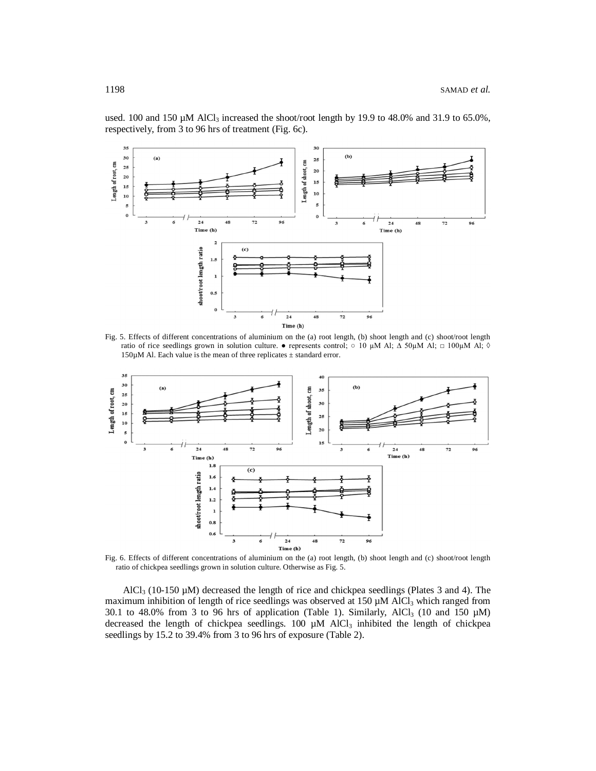used. 100 and 150 µM $AlCl_3$ increased the shoot/root length by 19.9 to 48.0% and 31.9 to 65.0%, respectively, from 3 to 96 hrs of treatment (Fig. 6c).

Fig. 5. Effects of different concentrations of aluminium on the (a) root length, (b) shoot length and (c) shoot/root length ratio of rice seedlings grown in solution culture. ● represents control; ○ 10 µM Al; Δ 50µM Al; □ 100µM Al; ◊ 150µM Al. Each value is the mean of three replicates ± standard error.

Fig. 6. Effects of different concentrations of aluminium on the (a) root length, (b) shoot length and (c) shoot/root length ratio of chickpea seedlings grown in solution culture. Otherwise as Fig. 5.

$AlCl_3$ (10-150 µM) decreased the length of rice and chickpea seedlings (Plates 3 and 4). The maximum inhibition of length of rice seedlings was observed at 150 µM $AlCl_3$ which ranged from 30.1 to 48.0% from 3 to 96 hrs of application (Table 1). Similarly, $AlCl_3$ (10 and 150 µM) decreased the length of chickpea seedlings. 100 µM $AlCl_3$ inhibited the length of chickpea seedlings by 15.2 to 39.4% from 3 to 96 hrs of exposure (Table 2).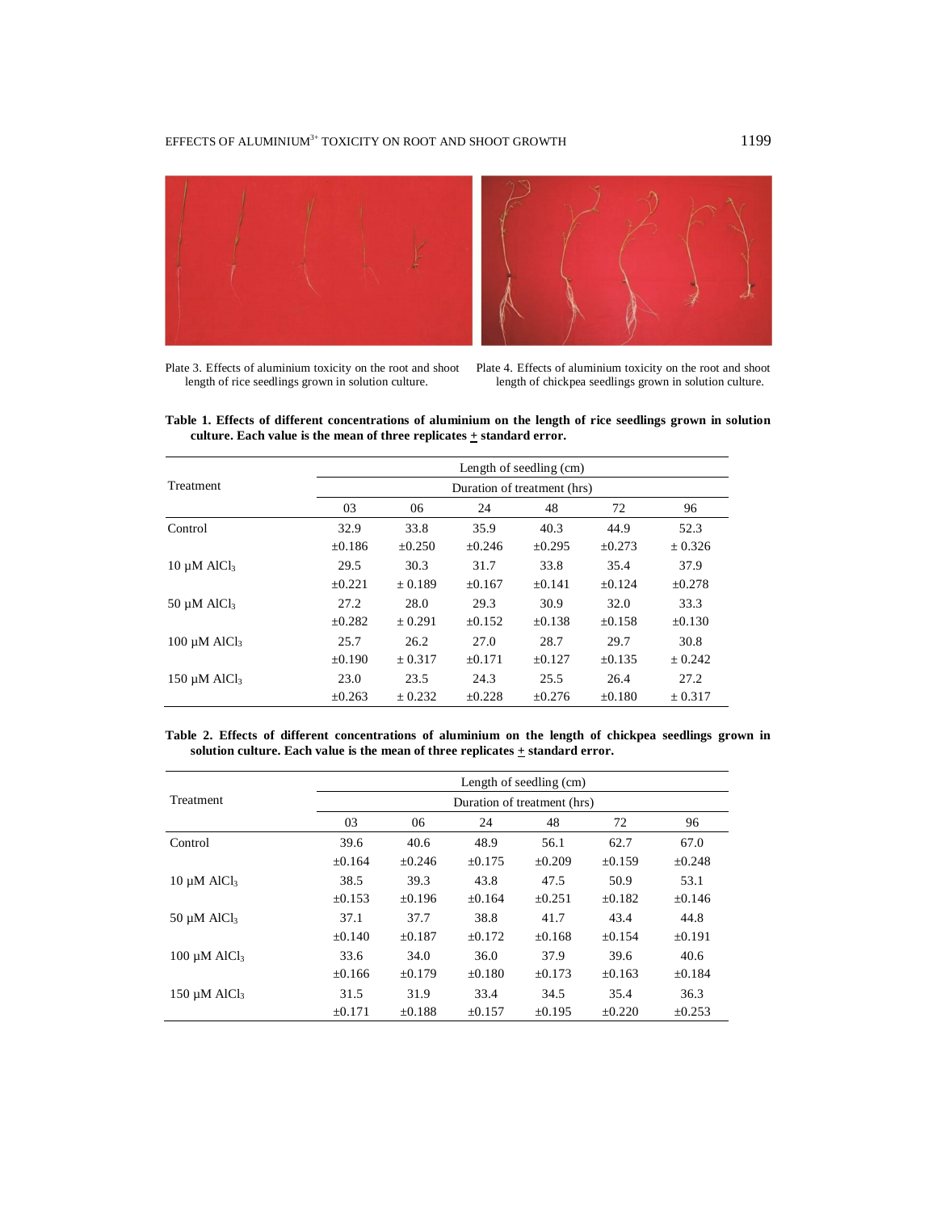Plate 3. Effects of aluminium toxicity on the root and shoot length of rice seedlings grown in solution culture.

Plate 4. Effects of aluminium toxicity on the root and shoot length of chickpea seedlings grown in solution culture.

**Table 1. Effects of different concentrations of aluminium on the length of rice seedlings grown in solution culture. Each value is the mean of three replicates ± standard error.**

| Treatment | Length of seedling (cm) | | | | | |
|---|---|---|---|---|---|---|
| | Duration of treatment (hrs) | | | | | |
| | 03 | 06 | 24 | 48 | 72 | 96 |
| Control | 32.9 ±0.186 | 33.8 ±0.250 | 35.9 ±0.246 | 40.3 ±0.295 | 44.9 ±0.273 | 52.3 ± 0.326 |
| 10 µM $AlCl_3$ | 29.5 ±0.221 | 30.3 ± 0.189 | 31.7 ±0.167 | 33.8 ±0.141 | 35.4 ±0.124 | 37.9 ±0.278 |
| 50 µM $AlCl_3$ | 27.2 ±0.282 | 28.0 ± 0.291 | 29.3 ±0.152 | 30.9 ±0.138 | 32.0 ±0.158 | 33.3 ±0.130 |
| 100 µM $AlCl_3$ | 25.7 ±0.190 | 26.2 ± 0.317 | 27.0 ±0.171 | 28.7 ±0.127 | 29.7 ±0.135 | 30.8 ± 0.242 |
| 150 µM $AlCl_3$ | 23.0 ±0.263 | 23.5 ± 0.232 | 24.3 ±0.228 | 25.5 ±0.276 | 26.4 ±0.180 | 27.2 ± 0.317 |

**Table 2. Effects of different concentrations of aluminium on the length of chickpea seedlings grown in solution culture. Each value is the mean of three replicates ± standard error.**

| Treatment | Length of seedling (cm) | | | | | |
|---|---|---|---|---|---|---|
| | Duration of treatment (hrs) | | | | | |
| | 03 | 06 | 24 | 48 | 72 | 96 |
| Control | 39.6 ±0.164 | 40.6 ±0.246 | 48.9 ±0.175 | 56.1 ±0.209 | 62.7 ±0.159 | 67.0 ±0.248 |
| 10 µM $AlCl_3$ | 38.5 ±0.153 | 39.3 ±0.196 | 43.8 ±0.164 | 47.5 ±0.251 | 50.9 ±0.182 | 53.1 ±0.146 |
| 50 µM $AlCl_3$ | 37.1 ±0.140 | 37.7 ±0.187 | 38.8 ±0.172 | 41.7 ±0.168 | 43.4 ±0.154 | 44.8 ±0.191 |
| 100 µM $AlCl_3$ | 33.6 ±0.166 | 34.0 ±0.179 | 36.0 ±0.180 | 37.9 ±0.173 | 39.6 ±0.163 | 40.6 ±0.184 |
| 150 µM $AlCl_3$ | 31.5 ±0.171 | 31.9 ±0.188 | 33.4 ±0.157 | 34.5 ±0.195 | 35.4 ±0.220 | 36.3 ±0.253 |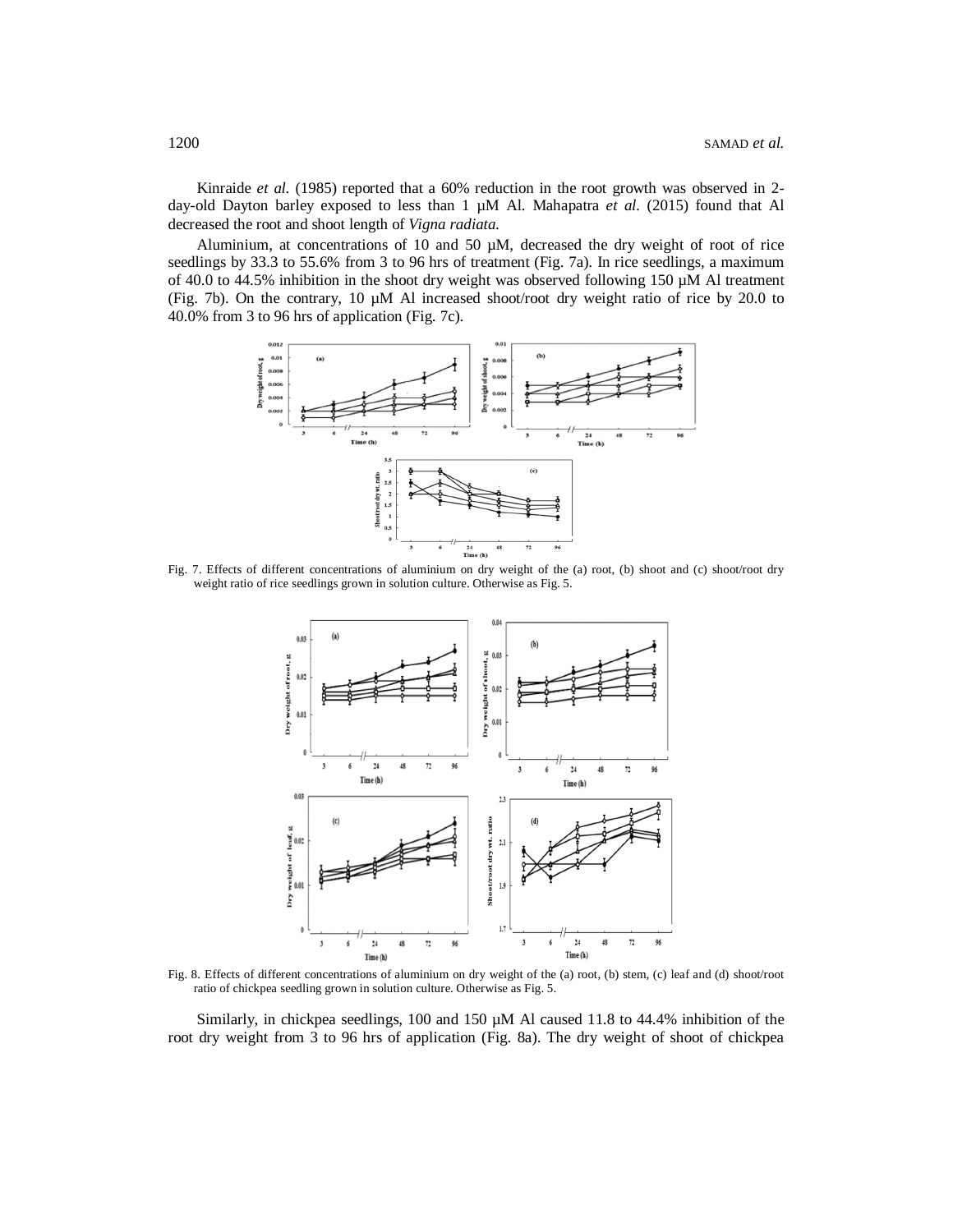Kinraide *et al.* (1985) reported that a 60% reduction in the root growth was observed in 2-day-old Dayton barley exposed to less than 1 µM Al. Mahapatra *et al.* (2015) found that Al decreased the root and shoot length of *Vigna radiata.*

Aluminium, at concentrations of 10 and 50 µM, decreased the dry weight of root of rice seedlings by 33.3 to 55.6% from 3 to 96 hrs of treatment (Fig. 7a). In rice seedlings, a maximum of 40.0 to 44.5% inhibition in the shoot dry weight was observed following 150 µM Al treatment (Fig. 7b). On the contrary, 10 µM Al increased shoot/root dry weight ratio of rice by 20.0 to 40.0% from 3 to 96 hrs of application (Fig. 7c).

Fig. 7. Effects of different concentrations of aluminium on dry weight of the (a) root, (b) shoot and (c) shoot/root dry weight ratio of rice seedlings grown in solution culture. Otherwise as Fig. 5.

Fig. 8. Effects of different concentrations of aluminium on dry weight of the (a) root, (b) stem, (c) leaf and (d) shoot/root ratio of chickpea seedling grown in solution culture. Otherwise as Fig. 5.

Similarly, in chickpea seedlings, 100 and 150 µM Al caused 11.8 to 44.4% inhibition of the root dry weight from 3 to 96 hrs of application (Fig. 8a). The dry weight of shoot of chickpea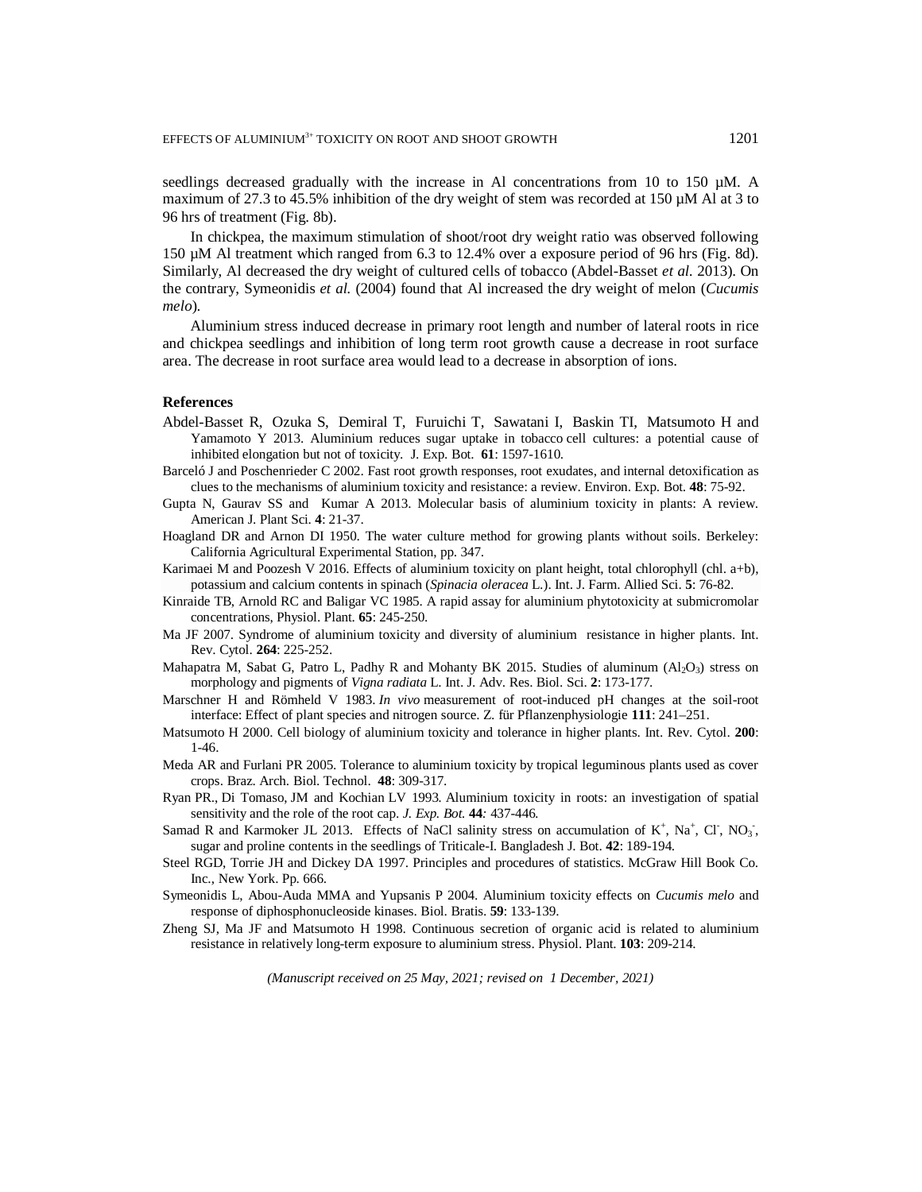seedlings decreased gradually with the increase in Al concentrations from 10 to 150 µM. A maximum of 27.3 to 45.5% inhibition of the dry weight of stem was recorded at 150 µM Al at 3 to 96 hrs of treatment (Fig. 8b).

In chickpea, the maximum stimulation of shoot/root dry weight ratio was observed following 150 µM Al treatment which ranged from 6.3 to 12.4% over a exposure period of 96 hrs (Fig. 8d). Similarly, Al decreased the dry weight of cultured cells of tobacco (Abdel-Basset *et al.* 2013). On the contrary, Symeonidis *et al.* (2004) found that Al increased the dry weight of melon (*Cucumis melo*).

Aluminium stress induced decrease in primary root length and number of lateral roots in rice and chickpea seedlings and inhibition of long term root growth cause a decrease in root surface area. The decrease in root surface area would lead to a decrease in absorption of ions.

## References

Abdel-Basset R, Ozuka S, Demiral T, Furuichi T, Sawatani I, Baskin TI, Matsumoto H and Yamamoto Y 2013. Aluminium reduces sugar uptake in tobacco cell cultures: a potential cause of inhibited elongation but not of toxicity. J. Exp. Bot. **61**: 1597-1610.

Barceló J and Poschenrieder C 2002. Fast root growth responses, root exudates, and internal detoxification as clues to the mechanisms of aluminium toxicity and resistance: a review. Environ. Exp. Bot. **48**: 75-92.

Gupta N, Gaurav SS and Kumar A 2013. Molecular basis of aluminium toxicity in plants: A review. American J. Plant Sci. **4**: 21-37.

Hoagland DR and Arnon DI 1950. The water culture method for growing plants without soils. Berkeley: California Agricultural Experimental Station, pp. 347.

Karimaei M and Poozesh V 2016. Effects of aluminium toxicity on plant height, total chlorophyll (chl. a+b), potassium and calcium contents in spinach (*Spinacia oleracea* L.). Int. J. Farm. Allied Sci. **5**: 76-82.

Kinraide TB, Arnold RC and Baligar VC 1985. A rapid assay for aluminium phytotoxicity at submicromolar concentrations, Physiol. Plant. **65**: 245-250.

Ma JF 2007. Syndrome of aluminium toxicity and diversity of aluminium resistance in higher plants. Int. Rev. Cytol. **264**: 225-252.

Mahapatra M, Sabat G, Patro L, Padhy R and Mohanty BK 2015. Studies of aluminum ($Al_2O_3$) stress on morphology and pigments of *Vigna radiata* L. Int. J. Adv. Res. Biol. Sci. **2**: 173-177.

Marschner H and Römheld V 1983. *In vivo* measurement of root-induced pH changes at the soil-root interface: Effect of plant species and nitrogen source. Z. für Pflanzenphysiologie **111**: 241–251.

Matsumoto H 2000. Cell biology of aluminium toxicity and tolerance in higher plants. Int. Rev. Cytol. **200**: 1-46.

Meda AR and Furlani PR 2005. Tolerance to aluminium toxicity by tropical leguminous plants used as cover crops. Braz. Arch. Biol. Technol. **48**: 309-317.

Ryan PR., Di Tomaso, JM and Kochian LV 1993. Aluminium toxicity in roots: an investigation of spatial sensitivity and the role of the root cap. *J. Exp. Bot.* **44**: 437-446.

Samad R and Karmoker JL 2013. Effects of NaCl salinity stress on accumulation of $K^+$, $Na^+$, $Cl^-$, $NO_3^-$, sugar and proline contents in the seedlings of Triticale-I. Bangladesh J. Bot. **42**: 189-194.

Steel RGD, Torrie JH and Dickey DA 1997. Principles and procedures of statistics. McGraw Hill Book Co. Inc., New York. Pp. 666.

Symeonidis L, Abou-Auda MMA and Yupsanis P 2004. Aluminium toxicity effects on *Cucumis melo* and response of diphosphonucleoside kinases. Biol. Bratis. **59**: 133-139.

Zheng SJ, Ma JF and Matsumoto H 1998. Continuous secretion of organic acid is related to aluminium resistance in relatively long-term exposure to aluminium stress. Physiol. Plant. **103**: 209-214.

*(Manuscript received on 25 May, 2021; revised on 1 December, 2021)*